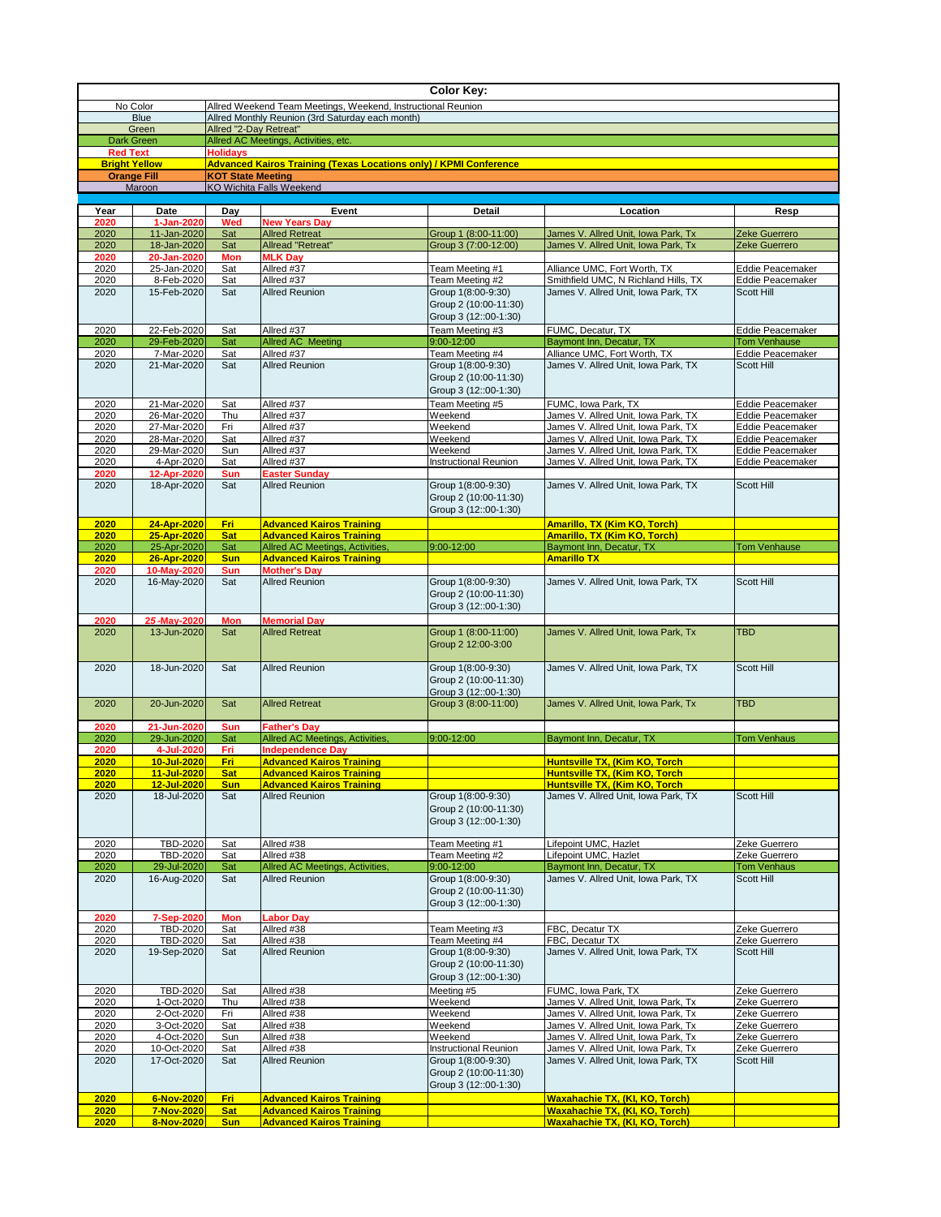**Color Key:**

| Color | Meaning |
|---|---|
| No Color | Allred Weekend Team Meetings, Weekend, Instructional Reunion |
| Blue | Allred Monthly Reunion (3rd Saturday each month) |
| Green | Allred "2-Day Retreat" |
| Dark Green | Allred AC Meetings, Activities, etc. |
| **Red Text** | **Holidays** |
| **Bright Yellow** | **Advanced Kairos Training (Texas Locations only) / KPMI Conference** |
| **Orange Fill** | **KOT State Meeting** |
| Maroon | KO Wichita Falls Weekend |

| Year | Date | Day | Event | Detail | Location | Resp |
|---|---|---|---|---|---|---|
| **2020** | **1-Jan-2020** | **Wed** | **New Years Day** | | | |
| 2020 | 11-Jan-2020 | Sat | Allred Retreat | Group 1 (8:00-11:00) | James V. Allred Unit, Iowa Park, Tx | Zeke Guerrero |
| 2020 | 18-Jan-2020 | Sat | Allread "Retreat" | Group 3 (7:00-12:00) | James V. Allred Unit, Iowa Park, Tx | Zeke Guerrero |
| **2020** | **20-Jan-2020** | **Mon** | **MLK Day** | | | |
| 2020 | 25-Jan-2020 | Sat | Allred #37 | Team Meeting #1 | Alliance UMC, Fort Worth, TX | Eddie Peacemaker |
| 2020 | 8-Feb-2020 | Sat | Allred #37 | Team Meeting #2 | Smithfield UMC, N Richland Hills, TX | Eddie Peacemaker |
| 2020 | 15-Feb-2020 | Sat | Allred Reunion | Group 1(8:00-9:30) Group 2 (10:00-11:30) Group 3 (12::00-1:30) | James V. Allred Unit, Iowa Park, TX | Scott Hill |
| 2020 | 22-Feb-2020 | Sat | Allred #37 | Team Meeting #3 | FUMC, Decatur, TX | Eddie Peacemaker |
| 2020 | 29-Feb-2020 | Sat | Allred AC Meeting | 9:00-12:00 | Baymont Inn, Decatur, TX | Tom Venhause |
| 2020 | 7-Mar-2020 | Sat | Allred #37 | Team Meeting #4 | Alliance UMC, Fort Worth, TX | Eddie Peacemaker |
| 2020 | 21-Mar-2020 | Sat | Allred Reunion | Group 1(8:00-9:30) Group 2 (10:00-11:30) Group 3 (12::00-1:30) | James V. Allred Unit, Iowa Park, TX | Scott Hill |
| 2020 | 21-Mar-2020 | Sat | Allred #37 | Team Meeting #5 | FUMC, Iowa Park, TX | Eddie Peacemaker |
| 2020 | 26-Mar-2020 | Thu | Allred #37 | Weekend | James V. Allred Unit, Iowa Park, TX | Eddie Peacemaker |
| 2020 | 27-Mar-2020 | Fri | Allred #37 | Weekend | James V. Allred Unit, Iowa Park, TX | Eddie Peacemaker |
| 2020 | 28-Mar-2020 | Sat | Allred #37 | Weekend | James V. Allred Unit, Iowa Park, TX | Eddie Peacemaker |
| 2020 | 29-Mar-2020 | Sun | Allred #37 | Weekend | James V. Allred Unit, Iowa Park, TX | Eddie Peacemaker |
| 2020 | 4-Apr-2020 | Sat | Allred #37 | Instructional Reunion | James V. Allred Unit, Iowa Park, TX | Eddie Peacemaker |
| **2020** | **12-Apr-2020** | **Sun** | **Easter Sunday** | | | |
| 2020 | 18-Apr-2020 | Sat | Allred Reunion | Group 1(8:00-9:30) Group 2 (10:00-11:30) Group 3 (12::00-1:30) | James V. Allred Unit, Iowa Park, TX | Scott Hill |
| **2020** | **24-Apr-2020** | **Fri** | **Advanced Kairos Training** | | **Amarillo, TX (Kim KO, Torch)** | |
| **2020** | **25-Apr-2020** | **Sat** | **Advanced Kairos Training** | | **Amarillo, TX (Kim KO, Torch)** | |
| 2020 | 25-Apr-2020 | Sat | Allred AC Meetings, Activities, | 9:00-12:00 | Baymont Inn, Decatur, TX | Tom Venhause |
| **2020** | **26-Apr-2020** | **Sun** | **Advanced Kairos Training** | | **Amarillo TX** | |
| **2020** | **10-May-2020** | **Sun** | **Mother's Day** | | | |
| 2020 | 16-May-2020 | Sat | Allred Reunion | Group 1(8:00-9:30) Group 2 (10:00-11:30) Group 3 (12::00-1:30) | James V. Allred Unit, Iowa Park, TX | Scott Hill |
| **2020** | **25-May-2020** | **Mon** | **Memorial Day** | | | |
| 2020 | 13-Jun-2020 | Sat | Allred Retreat | Group 1 (8:00-11:00) Group 2 12:00-3:00 | James V. Allred Unit, Iowa Park, Tx | TBD |
| 2020 | 18-Jun-2020 | Sat | Allred Reunion | Group 1(8:00-9:30) Group 2 (10:00-11:30) Group 3 (12::00-1:30) | James V. Allred Unit, Iowa Park, TX | Scott Hill |
| 2020 | 20-Jun-2020 | Sat | Allred Retreat | Group 3 (8:00-11:00) | James V. Allred Unit, Iowa Park, Tx | TBD |
| **2020** | **21-Jun-2020** | **Sun** | **Father's Day** | | | |
| 2020 | 29-Jun-2020 | Sat | Allred AC Meetings, Activities, | 9:00-12:00 | Baymont Inn, Decatur, TX | Tom Venhaus |
| **2020** | **4-Jul-2020** | **Fri** | **Independence Day** | | | |
| **2020** | **10-Jul-2020** | **Fri** | **Advanced Kairos Training** | | **Huntsville TX, (Kim KO, Torch** | |
| **2020** | **11-Jul-2020** | **Sat** | **Advanced Kairos Training** | | **Huntsville TX, (Kim KO, Torch** | |
| **2020** | **12-Jul-2020** | **Sun** | **Advanced Kairos Training** | | **Huntsville TX, (Kim KO, Torch** | |
| 2020 | 18-Jul-2020 | Sat | Allred Reunion | Group 1(8:00-9:30) Group 2 (10:00-11:30) Group 3 (12::00-1:30) | James V. Allred Unit, Iowa Park, TX | Scott Hill |
| 2020 | TBD-2020 | Sat | Allred #38 | Team Meeting #1 | Lifepoint UMC, Hazlet | Zeke Guerrero |
| 2020 | TBD-2020 | Sat | Allred #38 | Team Meeting #2 | Lifepoint UMC, Hazlet | Zeke Guerrero |
| 2020 | 29-Jul-2020 | Sat | Allred AC Meetings, Activities, | 9:00-12:00 | Baymont Inn, Decatur, TX | Tom Venhaus |
| 2020 | 16-Aug-2020 | Sat | Allred Reunion | Group 1(8:00-9:30) Group 2 (10:00-11:30) Group 3 (12::00-1:30) | James V. Allred Unit, Iowa Park, TX | Scott Hill |
| **2020** | **7-Sep-2020** | **Mon** | **Labor Day** | | | |
| 2020 | TBD-2020 | Sat | Allred #38 | Team Meeting #3 | FBC, Decatur TX | Zeke Guerrero |
| 2020 | TBD-2020 | Sat | Allred #38 | Team Meeting #4 | FBC, Decatur TX | Zeke Guerrero |
| 2020 | 19-Sep-2020 | Sat | Allred Reunion | Group 1(8:00-9:30) Group 2 (10:00-11:30) Group 3 (12::00-1:30) | James V. Allred Unit, Iowa Park, TX | Scott Hill |
| 2020 | TBD-2020 | Sat | Allred #38 | Meeting #5 | FUMC, Iowa Park, TX | Zeke Guerrero |
| 2020 | 1-Oct-2020 | Thu | Allred #38 | Weekend | James V. Allred Unit, Iowa Park, Tx | Zeke Guerrero |
| 2020 | 2-Oct-2020 | Fri | Allred #38 | Weekend | James V. Allred Unit, Iowa Park, Tx | Zeke Guerrero |
| 2020 | 3-Oct-2020 | Sat | Allred #38 | Weekend | James V. Allred Unit, Iowa Park, Tx | Zeke Guerrero |
| 2020 | 4-Oct-2020 | Sun | Allred #38 | Weekend | James V. Allred Unit, Iowa Park, Tx | Zeke Guerrero |
| 2020 | 10-Oct-2020 | Sat | Allred #38 | Instructional Reunion | James V. Allred Unit, Iowa Park, Tx | Zeke Guerrero |
| 2020 | 17-Oct-2020 | Sat | Allred Reunion | Group 1(8:00-9:30) Group 2 (10:00-11:30) Group 3 (12::00-1:30) | James V. Allred Unit, Iowa Park, TX | Scott Hill |
| **2020** | **6-Nov-2020** | **Fri** | **Advanced Kairos Training** | | **Waxahachie TX, (KI, KO, Torch)** | |
| **2020** | **7-Nov-2020** | **Sat** | **Advanced Kairos Training** | | **Waxahachie TX, (KI, KO, Torch)** | |
| **2020** | **8-Nov-2020** | **Sun** | **Advanced Kairos Training** | | **Waxahachie TX, (KI, KO, Torch)** | |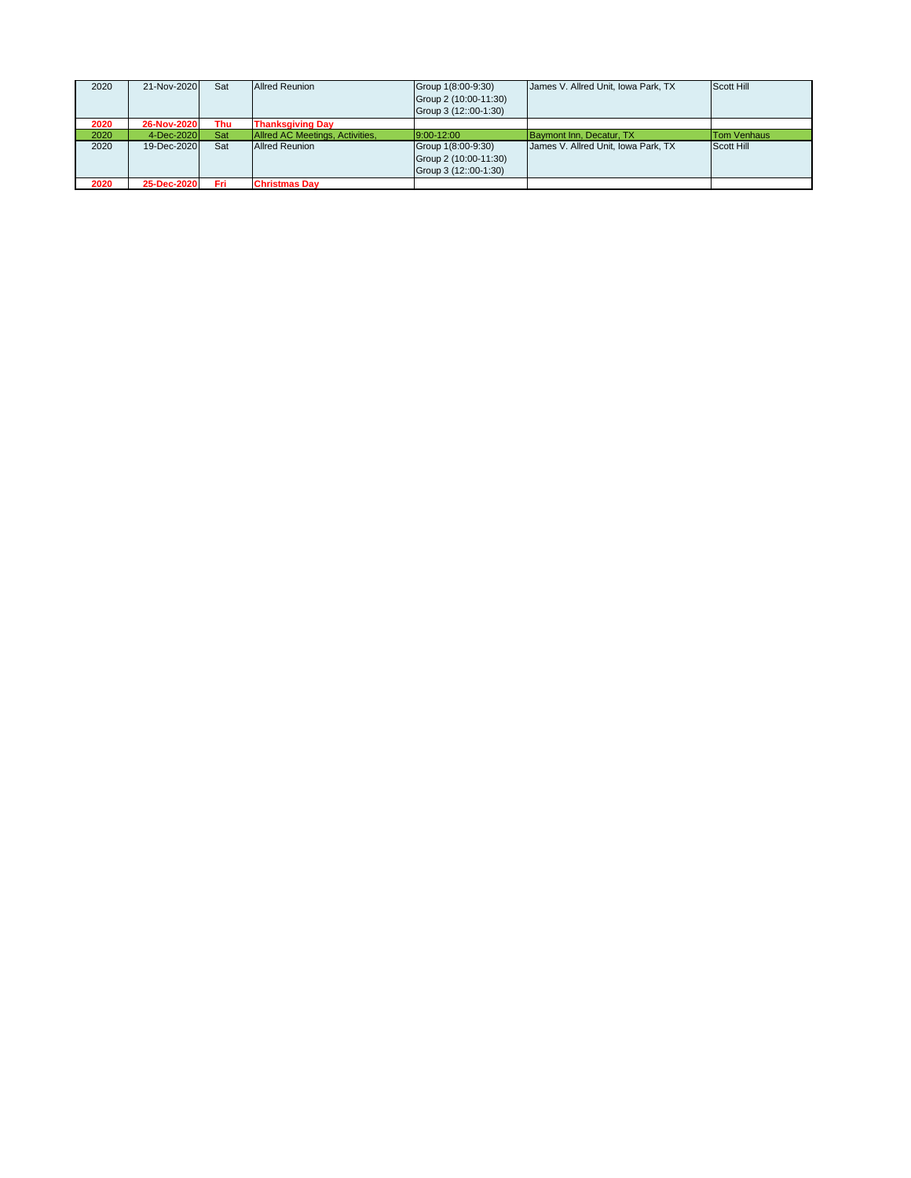| | | | | | | |
|---|---|---|---|---|---|---|
| 2020 | 21-Nov-2020 | Sat | Allred Reunion | Group 1(8:00-9:30)<br>Group 2 (10:00-11:30)<br>Group 3 (12::00-1:30) | James V. Allred Unit, Iowa Park, TX | Scott Hill |
| **2020** | **26-Nov-2020** | **Thu** | **Thanksgiving Day** | | | |
| 2020 | 4-Dec-2020 | Sat | Allred AC Meetings, Activities, | 9:00-12:00 | Baymont Inn, Decatur, TX | Tom Venhaus |
| 2020 | 19-Dec-2020 | Sat | Allred Reunion | Group 1(8:00-9:30)<br>Group 2 (10:00-11:30)<br>Group 3 (12::00-1:30) | James V. Allred Unit, Iowa Park, TX | Scott Hill |
| **2020** | **25-Dec-2020** | **Fri** | **Christmas Day** | | | |